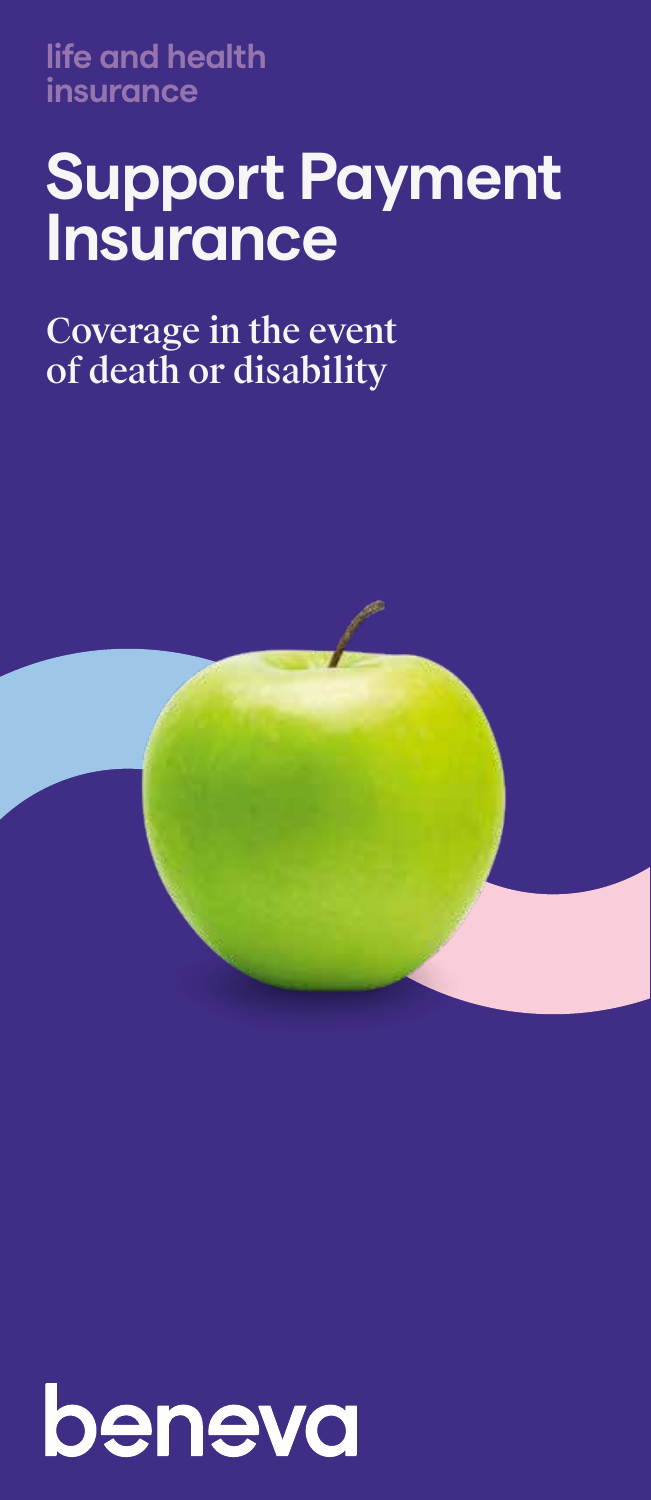life and health insurance

# Support Payment Insurance

Coverage in the event of death or disability

beneva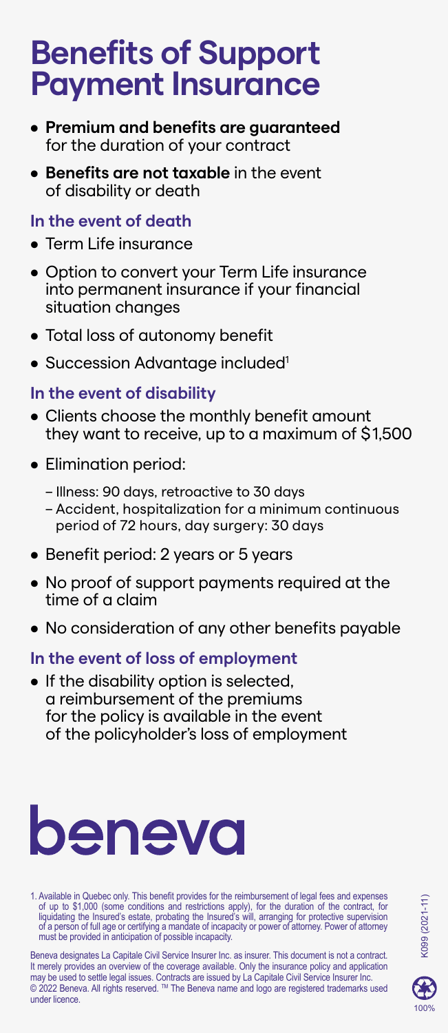# Benefits of Support Payment Insurance

- **Premium and benefits are guaranteed** for the duration of your contract
- **Benefits are not taxable** in the event of disability or death

## In the event of death

- Term Life insurance
- Option to convert your Term Life insurance into permanent insurance if your financial situation changes
- Total loss of autonomy benefit
- Succession Advantage included[1]

## In the event of disability

- Clients choose the monthly benefit amount they want to receive, up to a maximum of $1,500
- Elimination period:
  - Illness: 90 days, retroactive to 30 days
  - Accident, hospitalization for a minimum continuous period of 72 hours, day surgery: 30 days
- Benefit period: 2 years or 5 years
- No proof of support payments required at the time of a claim
- No consideration of any other benefits payable

## In the event of loss of employment

- If the disability option is selected, a reimbursement of the premiums for the policy is available in the event of the policyholder's loss of employment

beneva

1. Available in Quebec only. This benefit provides for the reimbursement of legal fees and expenses of up to $1,000 (some conditions and restrictions apply), for the duration of the contract, for liquidating the Insured's estate, probating the Insured's will, arranging for protective supervision of a person of full age or certifying a mandate of incapacity or power of attorney. Power of attorney must be provided in anticipation of possible incapacity.

Beneva designates La Capitale Civil Service Insurer Inc. as insurer. This document is not a contract. It merely provides an overview of the coverage available. Only the insurance policy and application may be used to settle legal issues. Contracts are issued by La Capitale Civil Service Insurer Inc. © 2022 Beneva. All rights reserved. ™ The Beneva name and logo are registered trademarks used under licence.

K099 (2021-11)

100%